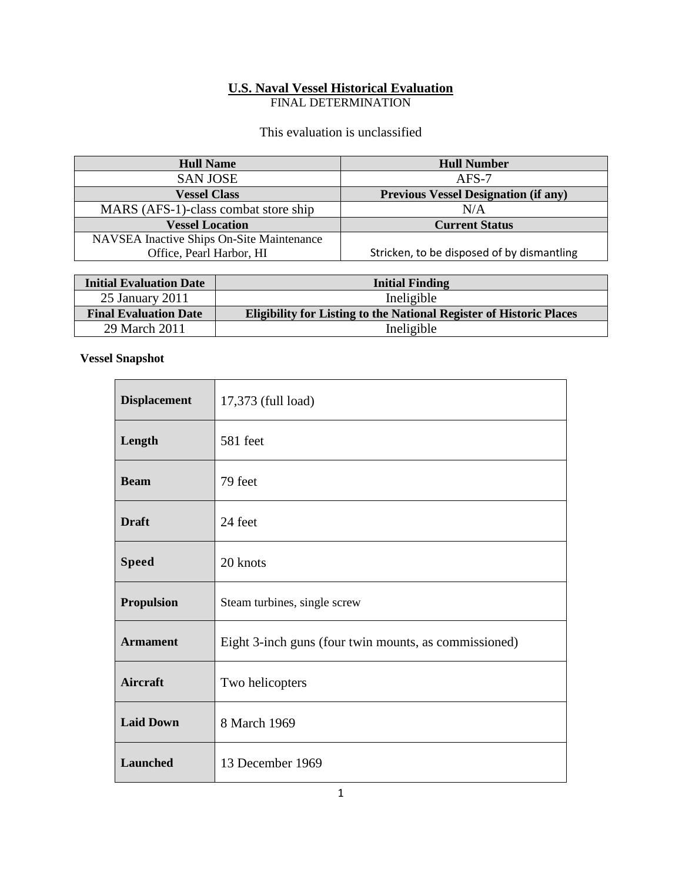# U.S. Naval Vessel Historical Evaluation

FINAL DETERMINATION

This evaluation is unclassified

| Hull Name | Hull Number |
| --- | --- |
| SAN JOSE | AFS-7 |
| **Vessel Class** | **Previous Vessel Designation (if any)** |
| MARS (AFS-1)-class combat store ship | N/A |
| **Vessel Location** | **Current Status** |
| NAVSEA Inactive Ships On-Site Maintenance Office, Pearl Harbor, HI | Stricken, to be disposed of by dismantling |

| Initial Evaluation Date | Initial Finding |
| --- | --- |
| 25 January 2011 | Ineligible |
| **Final Evaluation Date** | **Eligibility for Listing to the National Register of Historic Places** |
| 29 March 2011 | Ineligible |

**Vessel Snapshot**

| | |
| --- | --- |
| **Displacement** | 17,373 (full load) |
| **Length** | 581 feet |
| **Beam** | 79 feet |
| **Draft** | 24 feet |
| **Speed** | 20 knots |
| **Propulsion** | Steam turbines, single screw |
| **Armament** | Eight 3-inch guns (four twin mounts, as commissioned) |
| **Aircraft** | Two helicopters |
| **Laid Down** | 8 March 1969 |
| **Launched** | 13 December 1969 |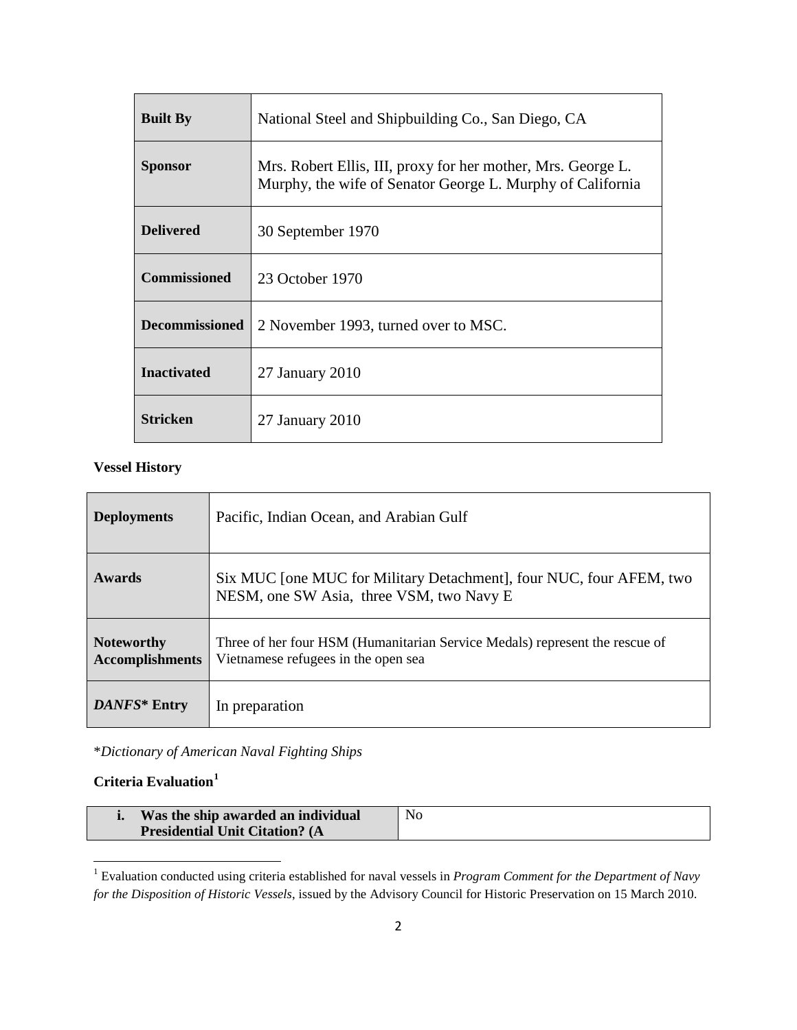| | |
|---|---|
| **Built By** | National Steel and Shipbuilding Co., San Diego, CA |
| **Sponsor** | Mrs. Robert Ellis, III, proxy for her mother, Mrs. George L. Murphy, the wife of Senator George L. Murphy of California |
| **Delivered** | 30 September 1970 |
| **Commissioned** | 23 October 1970 |
| **Decommissioned** | 2 November 1993, turned over to MSC. |
| **Inactivated** | 27 January 2010 |
| **Stricken** | 27 January 2010 |

**Vessel History**

| | |
|---|---|
| **Deployments** | Pacific, Indian Ocean, and Arabian Gulf |
| **Awards** | Six MUC [one MUC for Military Detachment], four NUC, four AFEM, two NESM, one SW Asia, three VSM, two Navy E |
| **Noteworthy Accomplishments** | Three of her four HSM (Humanitarian Service Medals) represent the rescue of Vietnamese refugees in the open sea |
| ***DANFS*\* Entry** | In preparation |

\**Dictionary of American Naval Fighting Ships*

**Criteria Evaluation**[1]

| | |
|---|---|
| **i. Was the ship awarded an individual Presidential Unit Citation? (A** | No |

[1] Evaluation conducted using criteria established for naval vessels in *Program Comment for the Department of Navy for the Disposition of Historic Vessels*, issued by the Advisory Council for Historic Preservation on 15 March 2010.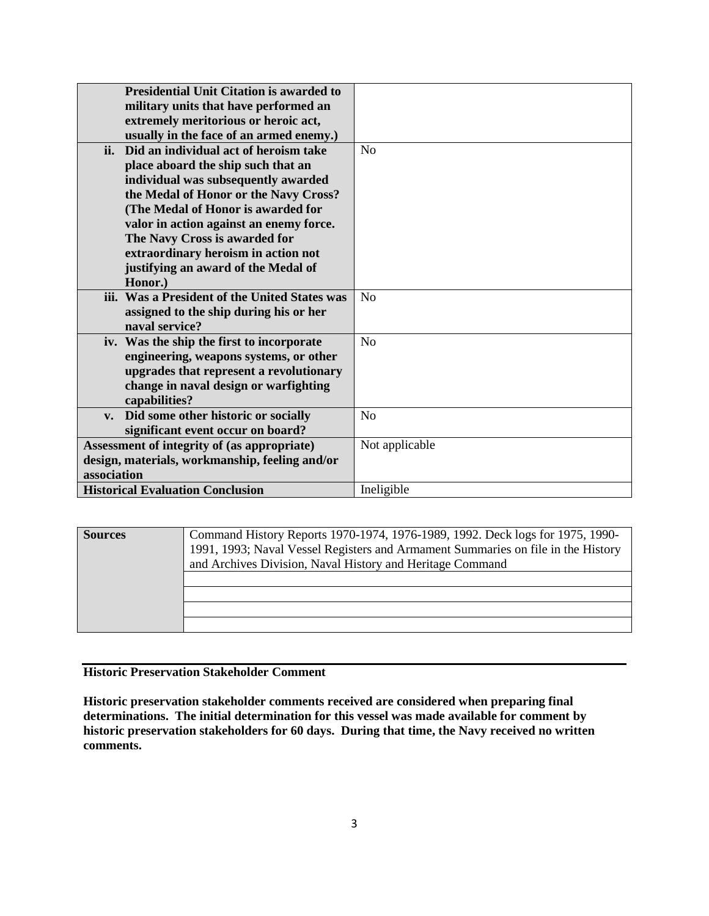| | |
|---|---|
| **Presidential Unit Citation is awarded to military units that have performed an extremely meritorious or heroic act, usually in the face of an armed enemy.)** | |
| **ii. Did an individual act of heroism take place aboard the ship such that an individual was subsequently awarded the Medal of Honor or the Navy Cross? (The Medal of Honor is awarded for valor in action against an enemy force. The Navy Cross is awarded for extraordinary heroism in action not justifying an award of the Medal of Honor.)** | No |
| **iii. Was a President of the United States was assigned to the ship during his or her naval service?** | No |
| **iv. Was the ship the first to incorporate engineering, weapons systems, or other upgrades that represent a revolutionary change in naval design or warfighting capabilities?** | No |
| **v. Did some other historic or socially significant event occur on board?** | No |
| **Assessment of integrity of (as appropriate) design, materials, workmanship, feeling and/or association** | Not applicable |
| **Historical Evaluation Conclusion** | Ineligible |

| | |
|---|---|
| **Sources** | Command History Reports 1970-1974, 1976-1989, 1992. Deck logs for 1975, 1990-1991, 1993; Naval Vessel Registers and Armament Summaries on file in the History and Archives Division, Naval History and Heritage Command |
| | |
| | |
| | |
| | |

**Historic Preservation Stakeholder Comment**

**Historic preservation stakeholder comments received are considered when preparing final determinations. The initial determination for this vessel was made available for comment by historic preservation stakeholders for 60 days. During that time, the Navy received no written comments.**